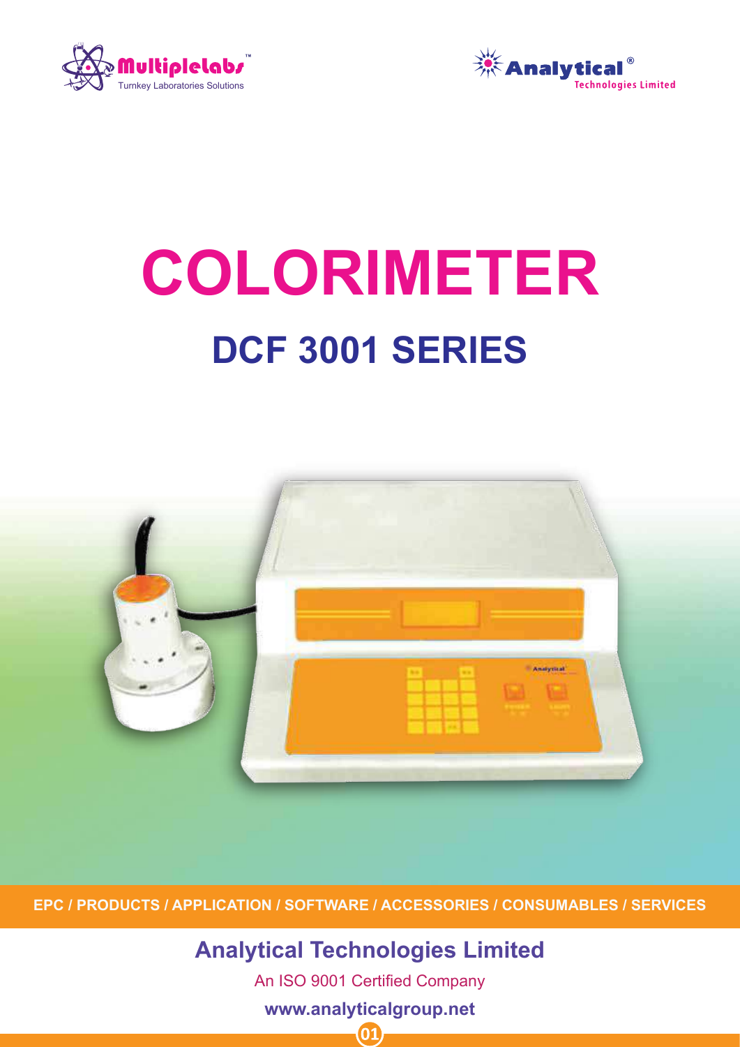Multiplelabs™
Turnkey Laboratories Solutions

Analytical®
Technologies Limited

# COLORIMETER

## DCF 3001 SERIES

EPC / PRODUCTS / APPLICATION / SOFTWARE / ACCESSORIES / CONSUMABLES / SERVICES

**Analytical Technologies Limited**

An ISO 9001 Certified Company

**www.analyticalgroup.net**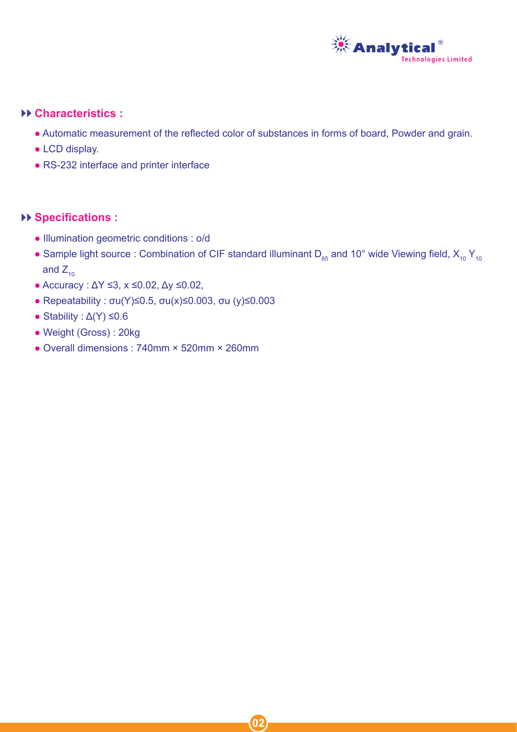## Characteristics :

- Automatic measurement of the reflected color of substances in forms of board, Powder and grain.
- LCD display.
- RS-232 interface and printer interface

## Specifications :

- Illumination geometric conditions : o/d
- Sample light source : Combination of CIF standard illuminant $D_{65}$ and 10° wide Viewing field, $X_{10}$ $Y_{10}$ and $Z_{10.}$
- Accuracy : $\Delta Y \leq 3$, $x \leq 0.02$, $\Delta y \leq 0.02$,
- Repeatability : $\sigma u(Y) \leq 0.5$, $\sigma u(x) \leq 0.003$, $\sigma u\ (y) \leq 0.003$
- Stability : $\Delta(Y) \leq 0.6$
- Weight (Gross) : 20kg
- Overall dimensions : 740mm × 520mm × 260mm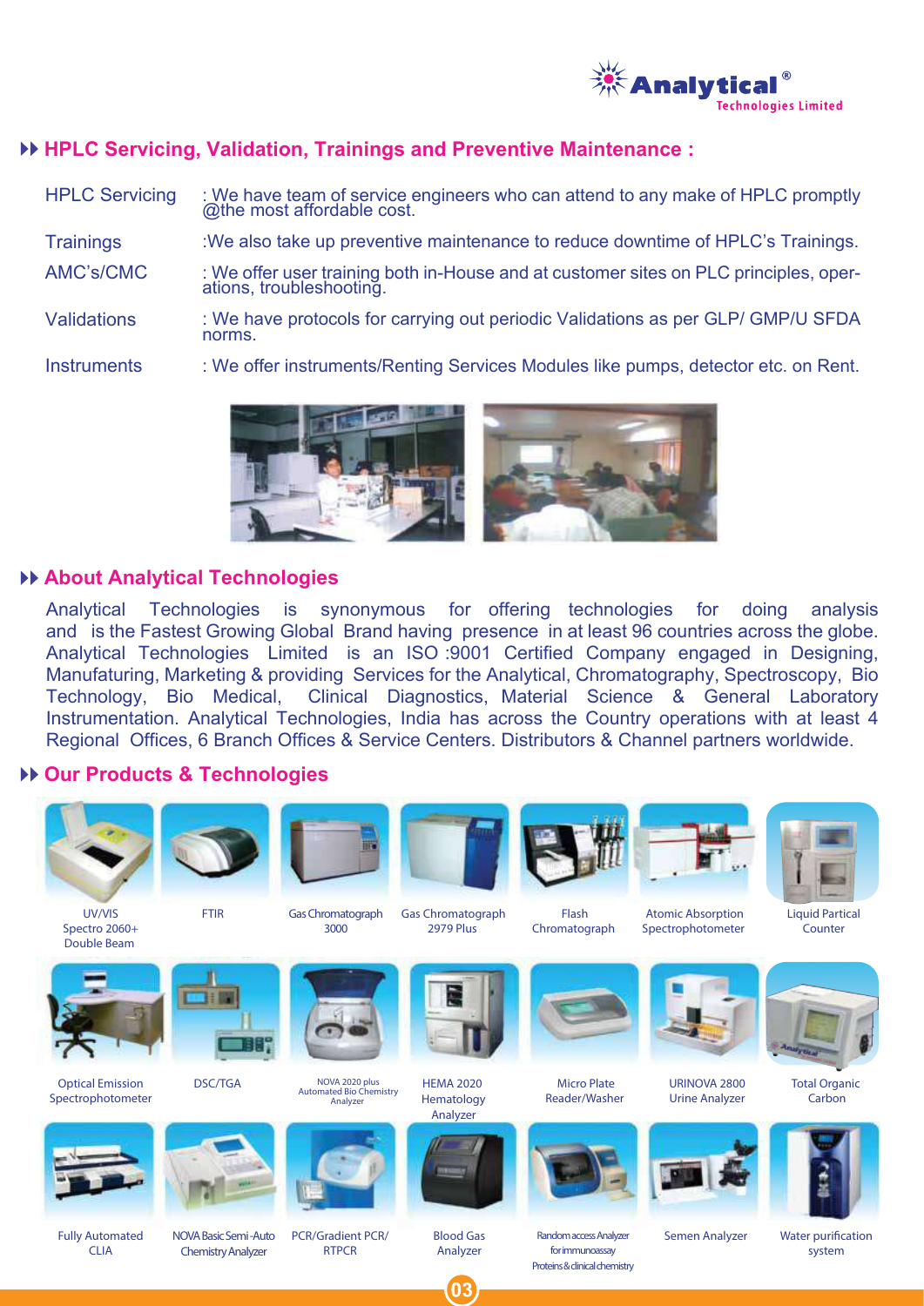## HPLC Servicing, Validation, Trainings and Preventive Maintenance :

| | |
|---|---|
| HPLC Servicing | : We have team of service engineers who can attend to any make of HPLC promptly @the most affordable cost. |
| Trainings | :We also take up preventive maintenance to reduce downtime of HPLC's Trainings. |
| AMC's/CMC | : We offer user training both in-House and at customer sites on PLC principles, operations, troubleshooting. |
| Validations | : We have protocols for carrying out periodic Validations as per GLP/ GMP/U SFDA norms. |
| Instruments | : We offer instruments/Renting Services Modules like pumps, detector etc. on Rent. |

## About Analytical Technologies

Analytical Technologies is synonymous for offering technologies for doing analysis and is the Fastest Growing Global Brand having presence in at least 96 countries across the globe. Analytical Technologies Limited is an ISO :9001 Certified Company engaged in Designing, Manufaturing, Marketing & providing Services for the Analytical, Chromatography, Spectroscopy, Bio Technology, Bio Medical, Clinical Diagnostics, Material Science & General Laboratory Instrumentation. Analytical Technologies, India has across the Country operations with at least 4 Regional Offices, 6 Branch Offices & Service Centers. Distributors & Channel partners worldwide.

## Our Products & Technologies

- UV/VIS Spectro 2060+ Double Beam
- FTIR
- Gas Chromatograph 3000
- Gas Chromatograph 2979 Plus
- Flash Chromatograph
- Atomic Absorption Spectrophotometer
- Liquid Partical Counter
- Optical Emission Spectrophotometer
- DSC/TGA
- NOVA 2020 plus Automated Bio Chemistry Analyzer
- HEMA 2020 Hematology Analyzer
- Micro Plate Reader/Washer
- URINOVA 2800 Urine Analyzer
- Total Organic Carbon
- Fully Automated CLIA
- NOVA Basic Semi-Auto Chemistry Analyzer
- PCR/Gradient PCR/ RTPCR
- Blood Gas Analyzer
- Random access Analyzer for immunoassay Proteins & clinical chemistry
- Semen Analyzer
- Water purification system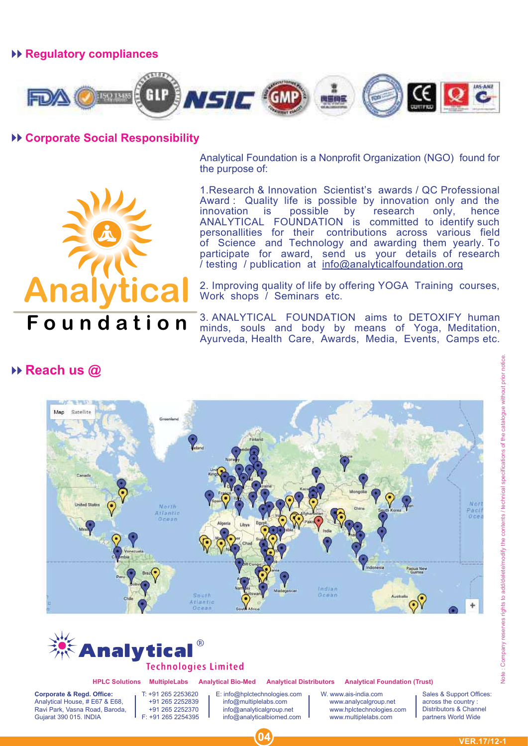## Regulatory compliances

## Corporate Social Responsibility

Analytical Foundation is a Nonprofit Organization (NGO) found for the purpose of:

1. Research & Innovation Scientist's awards / QC Professional Award : Quality life is possible by innovation only and the innovation is possible by research only, hence ANALYTICAL FOUNDATION is committed to identify such personallities for their contributions across various field of Science and Technology and awarding them yearly. To participate for award, send us your details of research / testing / publication at info@analyticalfoundation.org

2. Improving quality of life by offering YOGA Training courses, Work shops / Seminars etc.

3. ANALYTICAL FOUNDATION aims to DETOXIFY human minds, souls and body by means of Yoga, Meditation, Ayurveda, Health Care, Awards, Media, Events, Camps etc.

## Reach us @

**Analytical® Technologies Limited**

HPLC Solutions | MultipleLabs | Analytical Bio-Med | Analytical Distributors | Analytical Foundation (Trust)

**Corporate & Regd. Office:**
Analytical House, # E67 & E68,
Ravi Park, Vasna Road, Baroda,
Gujarat 390 015. INDIA

T: +91 265 2253620
+91 265 2252839
+91 265 2252370
F: +91 265 2254395

E: info@hplctechnologies.com
info@multiplelabs.com
info@analyticalgroup.net
info@analyticalbiomed.com

W. www.ais-india.com
www.analycalgroup.net
www.hplctechnologies.com
www.multiplelabs.com

Sales & Support Offices:
across the country :
Distributors & Channel
partners World Wide

Note : Company reserves rights to add/delete/modify the contents / technical specifications of the catalogue without prior notice.

VER.17/12-1